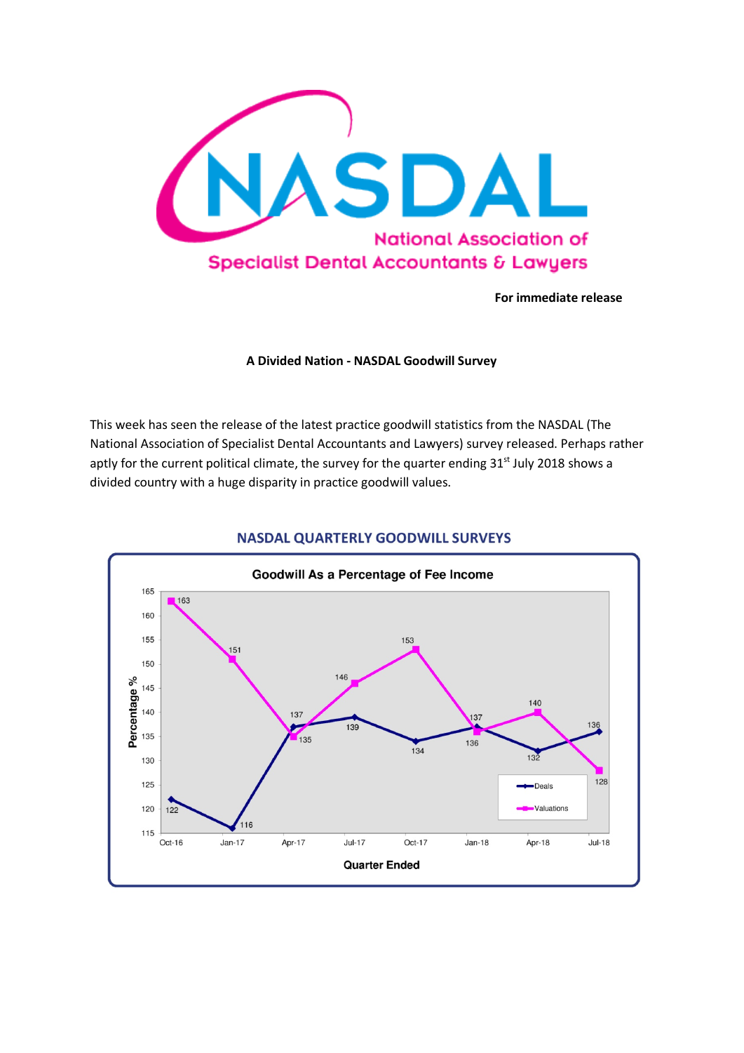NASDAL

National Association of Specialist Dental Accountants & Lawyers

**For immediate release**

**A Divided Nation - NASDAL Goodwill Survey**

This week has seen the release of the latest practice goodwill statistics from the NASDAL (The National Association of Specialist Dental Accountants and Lawyers) survey released. Perhaps rather aptly for the current political climate, the survey for the quarter ending 31st July 2018 shows a divided country with a huge disparity in practice goodwill values.

## NASDAL QUARTERLY GOODWILL SURVEYS

Goodwill As a Percentage of Fee Income

Percentage %

165
160
155
150
145
140
135
130
125
120
115

163
151
146
153
137
140
136
135
137
139
134
136
132
128
122
116

Deals
Valuations

Oct-16
Jan-17
Apr-17
Jul-17
Oct-17
Jan-18
Apr-18
Jul-18

Quarter Ended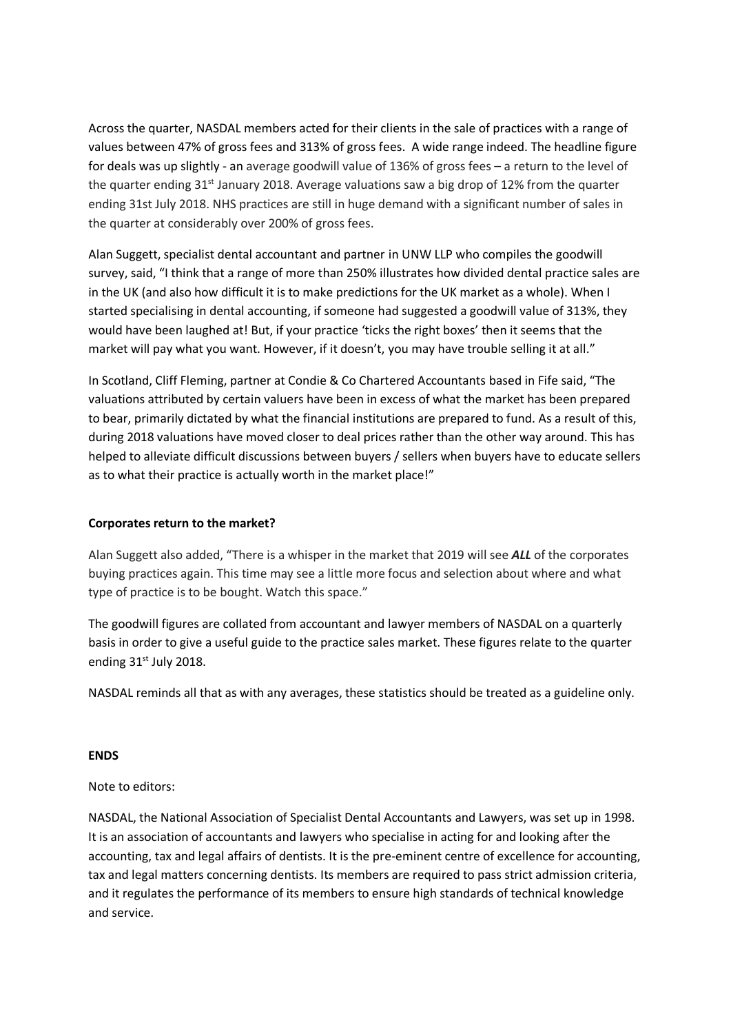Across the quarter, NASDAL members acted for their clients in the sale of practices with a range of values between 47% of gross fees and 313% of gross fees. A wide range indeed. The headline figure for deals was up slightly - an average goodwill value of 136% of gross fees – a return to the level of the quarter ending 31st January 2018. Average valuations saw a big drop of 12% from the quarter ending 31st July 2018. NHS practices are still in huge demand with a significant number of sales in the quarter at considerably over 200% of gross fees.

Alan Suggett, specialist dental accountant and partner in UNW LLP who compiles the goodwill survey, said, "I think that a range of more than 250% illustrates how divided dental practice sales are in the UK (and also how difficult it is to make predictions for the UK market as a whole). When I started specialising in dental accounting, if someone had suggested a goodwill value of 313%, they would have been laughed at! But, if your practice 'ticks the right boxes' then it seems that the market will pay what you want. However, if it doesn't, you may have trouble selling it at all."

In Scotland, Cliff Fleming, partner at Condie & Co Chartered Accountants based in Fife said, "The valuations attributed by certain valuers have been in excess of what the market has been prepared to bear, primarily dictated by what the financial institutions are prepared to fund. As a result of this, during 2018 valuations have moved closer to deal prices rather than the other way around. This has helped to alleviate difficult discussions between buyers / sellers when buyers have to educate sellers as to what their practice is actually worth in the market place!"

**Corporates return to the market?**

Alan Suggett also added, "There is a whisper in the market that 2019 will see ***ALL*** of the corporates buying practices again. This time may see a little more focus and selection about where and what type of practice is to be bought. Watch this space."

The goodwill figures are collated from accountant and lawyer members of NASDAL on a quarterly basis in order to give a useful guide to the practice sales market. These figures relate to the quarter ending 31st July 2018.

NASDAL reminds all that as with any averages, these statistics should be treated as a guideline only.

**ENDS**

Note to editors:

NASDAL, the National Association of Specialist Dental Accountants and Lawyers, was set up in 1998. It is an association of accountants and lawyers who specialise in acting for and looking after the accounting, tax and legal affairs of dentists. It is the pre-eminent centre of excellence for accounting, tax and legal matters concerning dentists. Its members are required to pass strict admission criteria, and it regulates the performance of its members to ensure high standards of technical knowledge and service.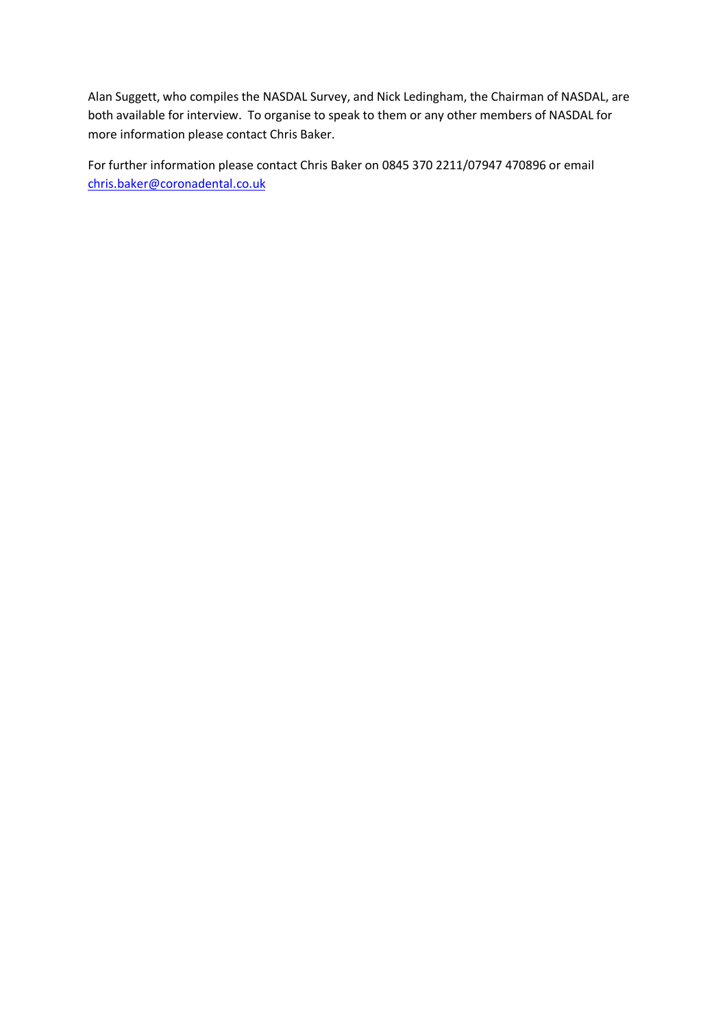Alan Suggett, who compiles the NASDAL Survey, and Nick Ledingham, the Chairman of NASDAL, are both available for interview. To organise to speak to them or any other members of NASDAL for more information please contact Chris Baker.

For further information please contact Chris Baker on 0845 370 2211/07947 470896 or email chris.baker@coronadental.co.uk